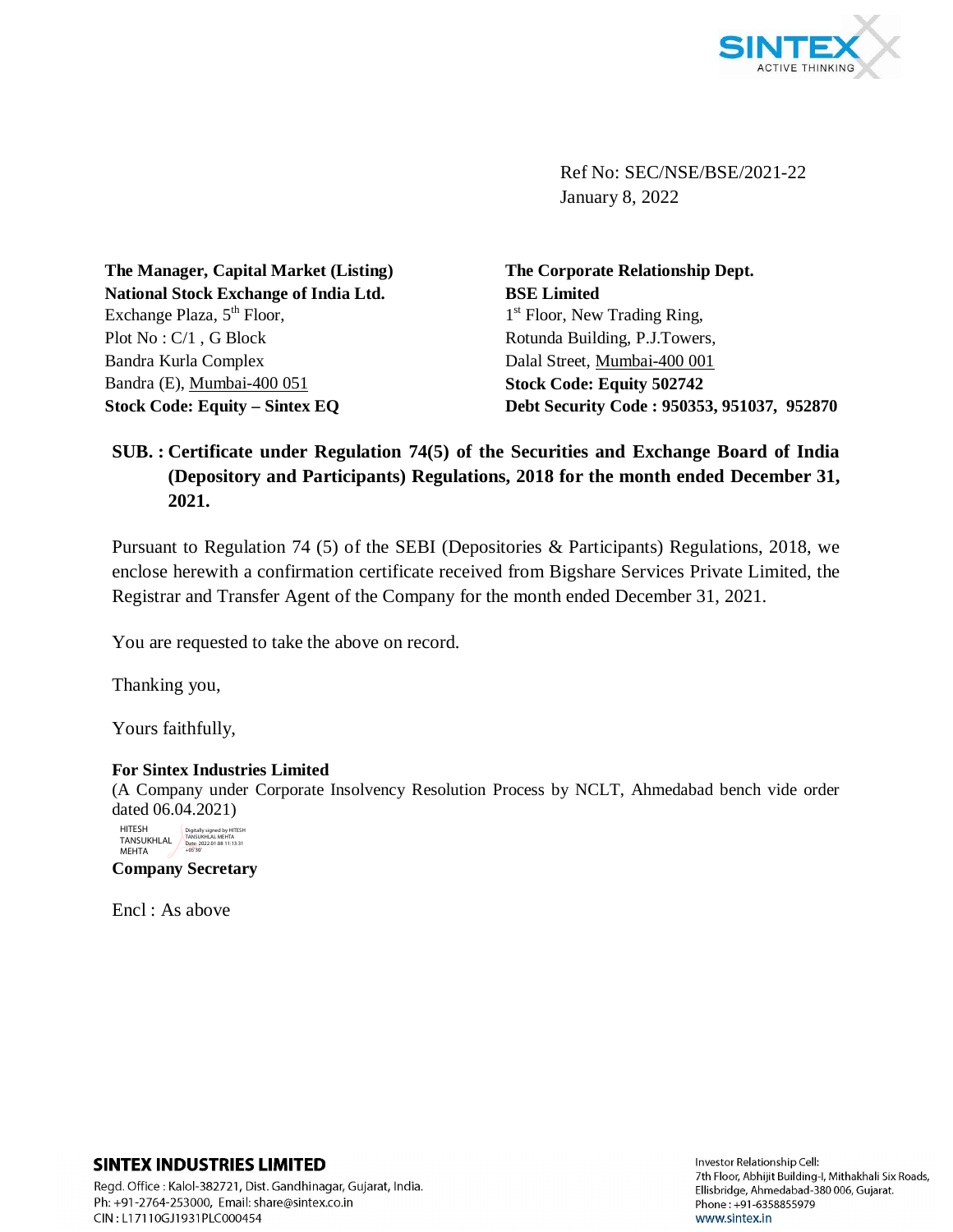Ref No: SEC/NSE/BSE/2021-22
January 8, 2022

**The Manager, Capital Market (Listing)**
**National Stock Exchange of India Ltd.**
Exchange Plaza, 5th Floor,
Plot No : C/1 , G Block
Bandra Kurla Complex
Bandra (E), Mumbai-400 051
**Stock Code: Equity – Sintex EQ**

**The Corporate Relationship Dept.**
**BSE Limited**
1st Floor, New Trading Ring,
Rotunda Building, P.J.Towers,
Dalal Street, Mumbai-400 001
**Stock Code: Equity 502742**
**Debt Security Code : 950353, 951037, 952870**

**SUB. : Certificate under Regulation 74(5) of the Securities and Exchange Board of India (Depository and Participants) Regulations, 2018 for the month ended December 31, 2021.**

Pursuant to Regulation 74 (5) of the SEBI (Depositories & Participants) Regulations, 2018, we enclose herewith a confirmation certificate received from Bigshare Services Private Limited, the Registrar and Transfer Agent of the Company for the month ended December 31, 2021.

You are requested to take the above on record.

Thanking you,

Yours faithfully,

**For Sintex Industries Limited**
(A Company under Corporate Insolvency Resolution Process by NCLT, Ahmedabad bench vide order dated 06.04.2021)

HITESH TANSUKHLAL MEHTA
Digitally signed by HITESH TANSUKHLAL MEHTA
Date: 2022.01.08 11:13:31 +05'30'

**Company Secretary**

Encl : As above

**SINTEX INDUSTRIES LIMITED**
Regd. Office : Kalol-382721, Dist. Gandhinagar, Gujarat, India.
Ph: +91-2764-253000, Email: share@sintex.co.in
CIN : L17110GJ1931PLC000454

Investor Relationship Cell:
7th Floor, Abhijit Building-I, Mithakhali Six Roads,
Ellisbridge, Ahmedabad-380 006, Gujarat.
Phone : +91-6358855979
www.sintex.in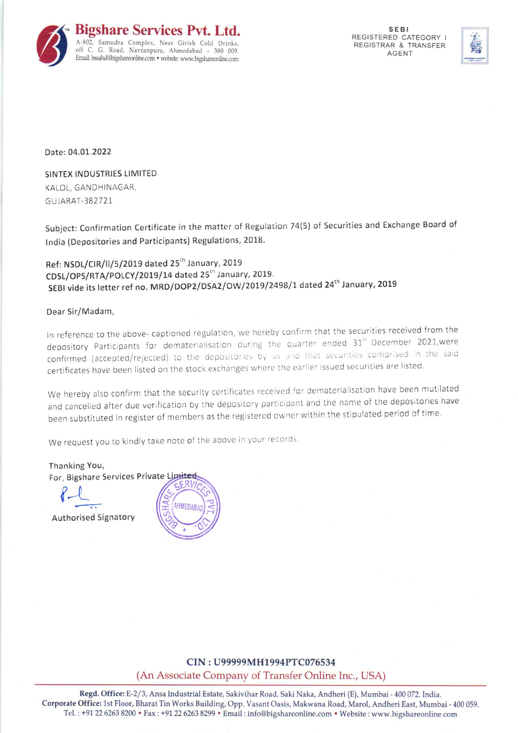# Bigshare Services Pvt. Ltd.

A-802, Samudra Complex, Near Girish Cold Drinks, off C. G. Road, Navranpura, Ahmedabad - 380 009.
Email: bssahd@bigshareonline.com • website: www.bigshareonline.com

SEBI
REGISTERED CATEGORY I
REGISTRAR & TRANSFER
AGENT

Date: 04.01.2022

SINTEX INDUSTRIES LIMITED
KALOL, GANDHINAGAR,
GUJARAT-382721

Subject: Confirmation Certificate in the matter of Regulation 74(5) of Securities and Exchange Board of India (Depositories and Participants) Regulations, 2018.

**Ref: NSDL/CIR/II/5/2019 dated 25th January, 2019**
**CDSL/OPS/RTA/POLCY/2019/14 dated 25th January, 2019.**
**SEBI vide its letter ref no. MRD/DOP2/DSA2/OW/2019/2498/1 dated 24th January, 2019**

Dear Sir/Madam,

In reference to the above- captioned regulation, we hereby confirm that the securities received from the depository Participants for dematerialisation during the quarter ended 31st December 2021,were confirmed (accepted/rejected) to the depositories by us and that securities comprised in the said certificates have been listed on the stock exchanges where the earlier issued securities are listed.

We hereby also confirm that the security certificates received for dematerialisation have been mutilated and cancelled after due verification by the depository participant and the name of the depositories have been substituted in register of members as the registered owner within the stipulated period of time.

We request you to kindly take note of the above in your records.

Thanking You,
For, Bigshare Services Private Limited

Authorised Signatory

**CIN : U99999MH1994PTC076534**
(An Associate Company of Transfer Online Inc., USA)

**Regd. Office:** E-2/3, Ansa Industrial Estate, Sakivihar Road, Saki Naka, Andheri (E), Mumbai - 400 072. India.
**Corporate Office:** 1st Floor, Bharat Tin Works Building, Opp. Vasant Oasis, Makwana Road, Marol, Andheri East, Mumbai - 400 059.
Tel. : +91 22 6263 8200 • Fax : +91 22 6263 8299 • Email : info@bigshareonline.com • Website : www.bigshareonline.com